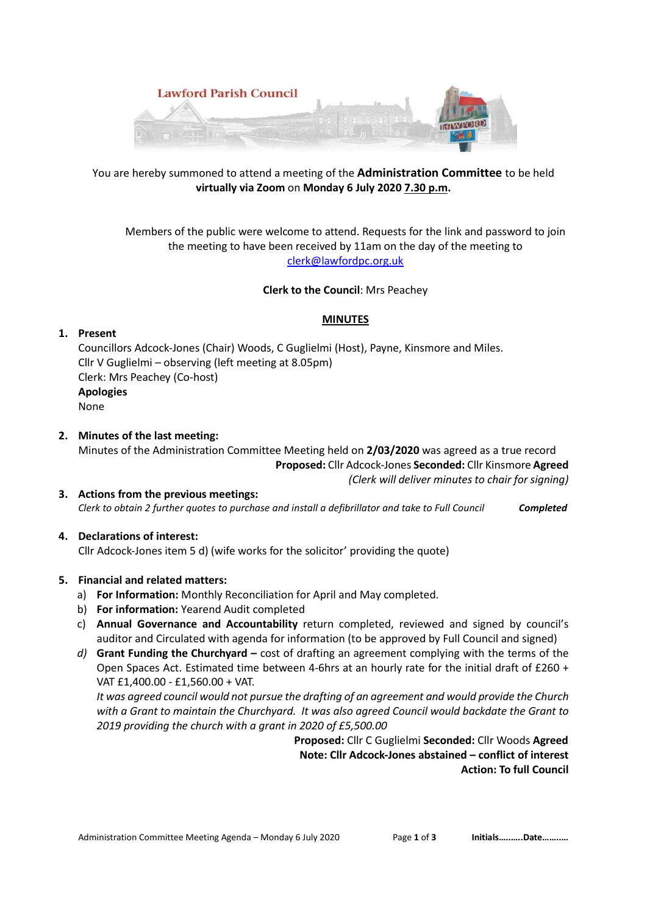Lawford Parish Council

You are hereby summoned to attend a meeting of the **Administration Committee** to be held **virtually via Zoom** on **Monday 6 July 2020 7.30 p.m.**

Members of the public were welcome to attend. Requests for the link and password to join the meeting to have been received by 11am on the day of the meeting to clerk@lawfordpc.org.uk

**Clerk to the Council**: Mrs Peachey

## MINUTES

1. **Present**

   Councillors Adcock-Jones (Chair) Woods, C Guglielmi (Host), Payne, Kinsmore and Miles.
   Cllr V Guglielmi – observing (left meeting at 8.05pm)
   Clerk: Mrs Peachey (Co-host)

   **Apologies**
   None

2. **Minutes of the last meeting:**

   Minutes of the Administration Committee Meeting held on **2/03/2020** was agreed as a true record

   **Proposed:** Cllr Adcock-Jones **Seconded:** Cllr Kinsmore **Agreed**
   *(Clerk will deliver minutes to chair for signing)*

3. **Actions from the previous meetings:**

   *Clerk to obtain 2 further quotes to purchase and install a defibrillator and take to Full Council* ***Completed***

4. **Declarations of interest:**

   Cllr Adcock-Jones item 5 d) (wife works for the solicitor' providing the quote)

5. **Financial and related matters:**

   a) **For Information:** Monthly Reconciliation for April and May completed.
   b) **For information:** Yearend Audit completed
   c) **Annual Governance and Accountability** return completed, reviewed and signed by council's auditor and Circulated with agenda for information (to be approved by Full Council and signed)
   d) **Grant Funding the Churchyard –** cost of drafting an agreement complying with the terms of the Open Spaces Act. Estimated time between 4-6hrs at an hourly rate for the initial draft of £260 + VAT £1,400.00 - £1,560.00 + VAT.

      *It was agreed council would not pursue the drafting of an agreement and would provide the Church with a Grant to maintain the Churchyard. It was also agreed Council would backdate the Grant to 2019 providing the church with a grant in 2020 of £5,500.00*

      **Proposed:** Cllr C Guglielmi **Seconded:** Cllr Woods **Agreed**
      **Note: Cllr Adcock-Jones abstained – conflict of interest**
      **Action: To full Council**

Administration Committee Meeting Agenda – Monday 6 July 2020 **Initials……….Date……….**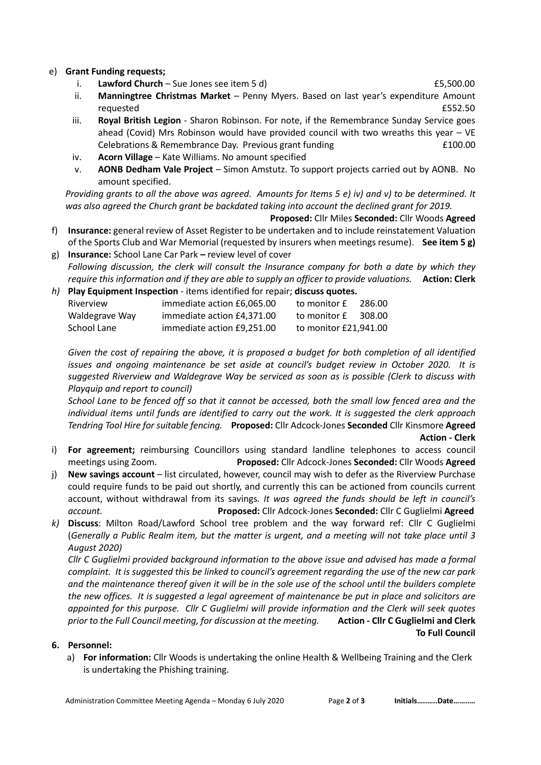e) **Grant Funding requests;**

   i. **Lawford Church** – Sue Jones see item 5 d) £5,500.00

   ii. **Manningtree Christmas Market** – Penny Myers. Based on last year's expenditure Amount requested £552.50

   iii. **Royal British Legion** - Sharon Robinson. For note, if the Remembrance Sunday Service goes ahead (Covid) Mrs Robinson would have provided council with two wreaths this year – VE Celebrations & Remembrance Day. Previous grant funding £100.00

   iv. **Acorn Village** – Kate Williams. No amount specified

   v. **AONB Dedham Vale Project** – Simon Amstutz. To support projects carried out by AONB. No amount specified.

   *Providing grants to all the above was agreed. Amounts for Items 5 e) iv) and v) to be determined. It was also agreed the Church grant be backdated taking into account the declined grant for 2019.*

   **Proposed:** Cllr Miles **Seconded:** Cllr Woods **Agreed**

f) **Insurance:** general review of Asset Register to be undertaken and to include reinstatement Valuation of the Sports Club and War Memorial (requested by insurers when meetings resume). **See item 5 g)**

g) **Insurance:** School Lane Car Park **–** review level of cover

   *Following discussion, the clerk will consult the Insurance company for both a date by which they require this information and if they are able to supply an officer to provide valuations.* **Action: Clerk**

h) **Play Equipment Inspection** - items identified for repair; **discuss quotes.**

| | | |
|---|---|---|
| Riverview | immediate action £6,065.00 | to monitor £ 286.00 |
| Waldegrave Way | immediate action £4,371.00 | to monitor £ 308.00 |
| School Lane | immediate action £9,251.00 | to monitor £21,941.00 |

   *Given the cost of repairing the above, it is proposed a budget for both completion of all identified issues and ongoing maintenance be set aside at council's budget review in October 2020. It is suggested Riverview and Waldegrave Way be serviced as soon as is possible (Clerk to discuss with Playquip and report to council)*

   *School Lane to be fenced off so that it cannot be accessed, both the small low fenced area and the individual items until funds are identified to carry out the work. It is suggested the clerk approach Tendring Tool Hire for suitable fencing.* **Proposed:** Cllr Adcock-Jones **Seconded** Cllr Kinsmore **Agreed**

   **Action - Clerk**

i) **For agreement;** reimbursing Councillors using standard landline telephones to access council meetings using Zoom. **Proposed:** Cllr Adcock-Jones **Seconded:** Cllr Woods **Agreed**

j) **New savings account** – list circulated, however, council may wish to defer as the Riverview Purchase could require funds to be paid out shortly, and currently this can be actioned from councils current account, without withdrawal from its savings. *It was agreed the funds should be left in council's account.* **Proposed:** Cllr Adcock-Jones **Seconded:** Cllr C Guglielmi **Agreed**

k) **Discuss**: Milton Road/Lawford School tree problem and the way forward ref: Cllr C Guglielmi (*Generally a Public Realm item, but the matter is urgent, and a meeting will not take place until 3 August 2020)*

   *Cllr C Guglielmi provided background information to the above issue and advised has made a formal complaint. It is suggested this be linked to council's agreement regarding the use of the new car park and the maintenance thereof given it will be in the sole use of the school until the builders complete the new offices. It is suggested a legal agreement of maintenance be put in place and solicitors are appointed for this purpose. Cllr C Guglielmi will provide information and the Clerk will seek quotes prior to the Full Council meeting, for discussion at the meeting.* **Action - Cllr C Guglielmi and Clerk**

   **To Full Council**

**6. Personnel:**

   a) **For information:** Cllr Woods is undertaking the online Health & Wellbeing Training and the Clerk is undertaking the Phishing training.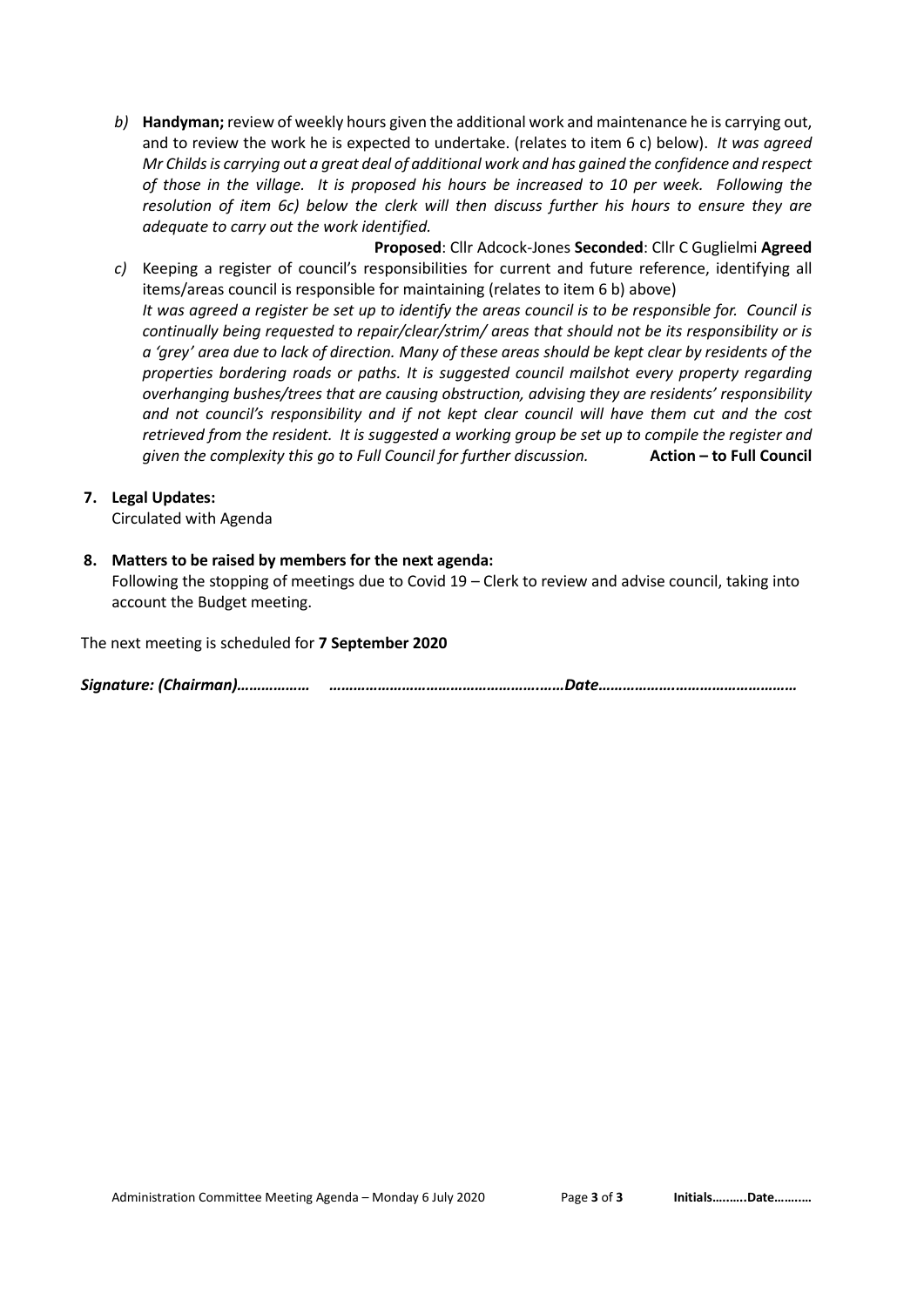*b)* **Handyman;** review of weekly hours given the additional work and maintenance he is carrying out, and to review the work he is expected to undertake. (relates to item 6 c) below). *It was agreed Mr Childs is carrying out a great deal of additional work and has gained the confidence and respect of those in the village. It is proposed his hours be increased to 10 per week. Following the resolution of item 6c) below the clerk will then discuss further his hours to ensure they are adequate to carry out the work identified.*

**Proposed**: Cllr Adcock-Jones **Seconded**: Cllr C Guglielmi **Agreed**

*c)* Keeping a register of council's responsibilities for current and future reference, identifying all items/areas council is responsible for maintaining (relates to item 6 b) above)
*It was agreed a register be set up to identify the areas council is to be responsible for. Council is continually being requested to repair/clear/strim/ areas that should not be its responsibility or is a 'grey' area due to lack of direction. Many of these areas should be kept clear by residents of the properties bordering roads or paths. It is suggested council mailshot every property regarding overhanging bushes/trees that are causing obstruction, advising they are residents' responsibility and not council's responsibility and if not kept clear council will have them cut and the cost retrieved from the resident. It is suggested a working group be set up to compile the register and given the complexity this go to Full Council for further discussion.* **Action – to Full Council**

**7. Legal Updates:**
Circulated with Agenda

**8. Matters to be raised by members for the next agenda:**
Following the stopping of meetings due to Covid 19 – Clerk to review and advise council, taking into account the Budget meeting.

The next meeting is scheduled for **7 September 2020**

***Signature: (Chairman)……………… ……………………………………………..……Date……………………………………………***